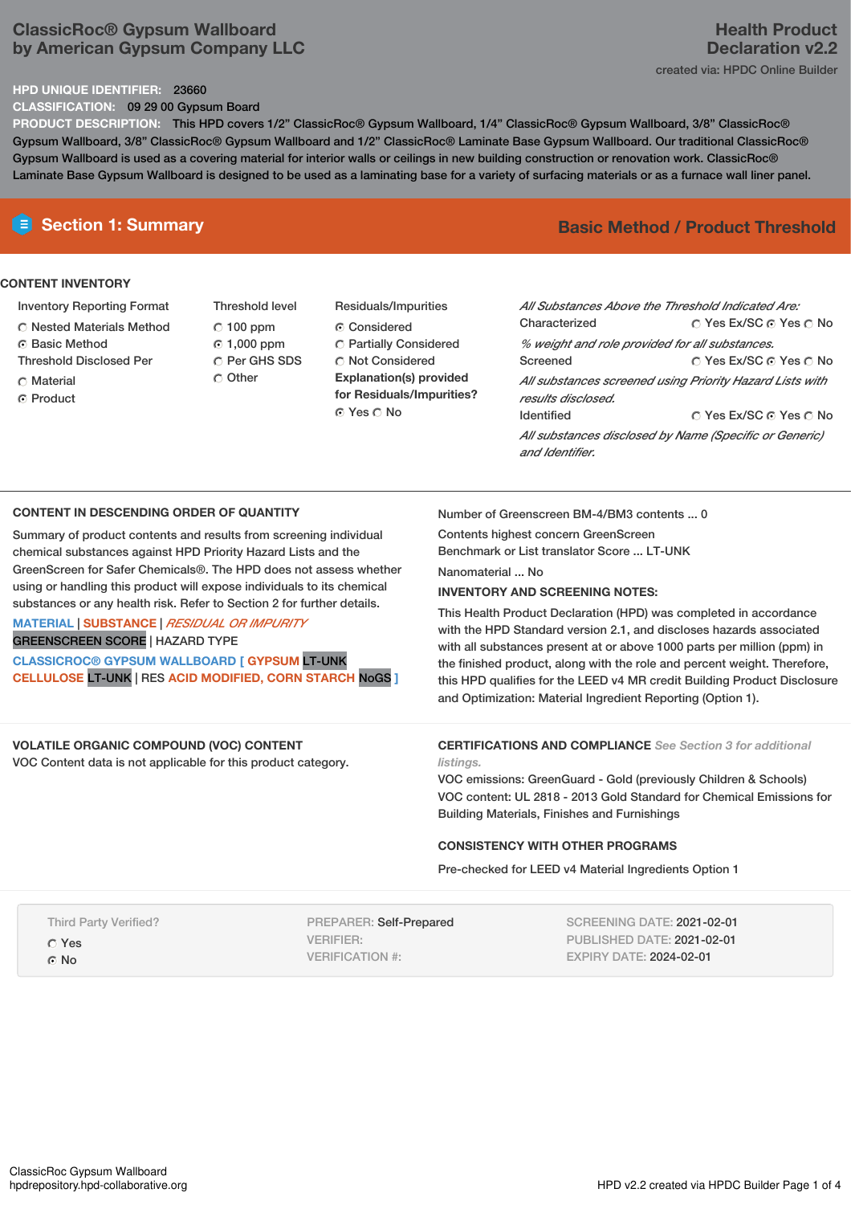# ClassicRoc® Gypsum Wallboard by American Gypsum Company LLC

**Health Product Declaration v2.2**

created via: HPDC Online Builder

**HPD UNIQUE IDENTIFIER:** 23660

**CLASSIFICATION:** 09 29 00 Gypsum Board

**PRODUCT DESCRIPTION:** This HPD covers 1/2" ClassicRoc® Gypsum Wallboard, 1/4" ClassicRoc® Gypsum Wallboard, 3/8" ClassicRoc® Gypsum Wallboard, 3/8" ClassicRoc® Gypsum Wallboard and 1/2" ClassicRoc® Laminate Base Gypsum Wallboard. Our traditional ClassicRoc® Gypsum Wallboard is used as a covering material for interior walls or ceilings in new building construction or renovation work. ClassicRoc® Laminate Base Gypsum Wallboard is designed to be used as a laminating base for a variety of surfacing materials or as a furnace wall liner panel.

## Section 1: Summary

**Basic Method / Product Threshold**

### CONTENT INVENTORY

**Inventory Reporting Format**
- ○ Nested Materials Method
- ● Basic Method

**Threshold Disclosed Per**
- ○ Material
- ● Product

**Threshold level**
- ○ 100 ppm
- ● 1,000 ppm
- ○ Per GHS SDS
- ○ Other

**Residuals/Impurities**
- ● Considered
- ○ Partially Considered
- ○ Not Considered

**Explanation(s) provided for Residuals/Impurities?**
● Yes ○ No

*All Substances Above the Threshold Indicated Are:*

Characterized ○ Yes Ex/SC ● Yes ○ No
*% weight and role provided for all substances.*

Screened ○ Yes Ex/SC ● Yes ○ No
*All substances screened using Priority Hazard Lists with results disclosed.*

Identified ○ Yes Ex/SC ● Yes ○ No
*All substances disclosed by Name (Specific or Generic) and Identifier.*

### CONTENT IN DESCENDING ORDER OF QUANTITY

Summary of product contents and results from screening individual chemical substances against HPD Priority Hazard Lists and the GreenScreen for Safer Chemicals®. The HPD does not assess whether using or handling this product will expose individuals to its chemical substances or any health risk. Refer to Section 2 for further details.

MATERIAL | SUBSTANCE | *RESIDUAL OR IMPURITY*
GREENSCREEN SCORE | HAZARD TYPE

**CLASSICROC® GYPSUM WALLBOARD [ GYPSUM** LT-UNK **CELLULOSE** LT-UNK | RES **ACID MODIFIED, CORN STARCH** NoGS **]**

Number of Greenscreen BM-4/BM3 contents ... 0

Contents highest concern GreenScreen Benchmark or List translator Score ... LT-UNK

Nanomaterial ... No

**INVENTORY AND SCREENING NOTES:**

This Health Product Declaration (HPD) was completed in accordance with the HPD Standard version 2.1, and discloses hazards associated with all substances present at or above 1000 parts per million (ppm) in the finished product, along with the role and percent weight. Therefore, this HPD qualifies for the LEED v4 MR credit Building Product Disclosure and Optimization: Material Ingredient Reporting (Option 1).

### VOLATILE ORGANIC COMPOUND (VOC) CONTENT

VOC Content data is not applicable for this product category.

### CERTIFICATIONS AND COMPLIANCE *See Section 3 for additional listings.*

VOC emissions: GreenGuard - Gold (previously Children & Schools)
VOC content: UL 2818 - 2013 Gold Standard for Chemical Emissions for Building Materials, Finishes and Furnishings

### CONSISTENCY WITH OTHER PROGRAMS

Pre-checked for LEED v4 Material Ingredients Option 1

Third Party Verified?
- ○ Yes
- ● No

PREPARER: Self-Prepared
VERIFIER:
VERIFICATION #:

SCREENING DATE: 2021-02-01
PUBLISHED DATE: 2021-02-01
EXPIRY DATE: 2024-02-01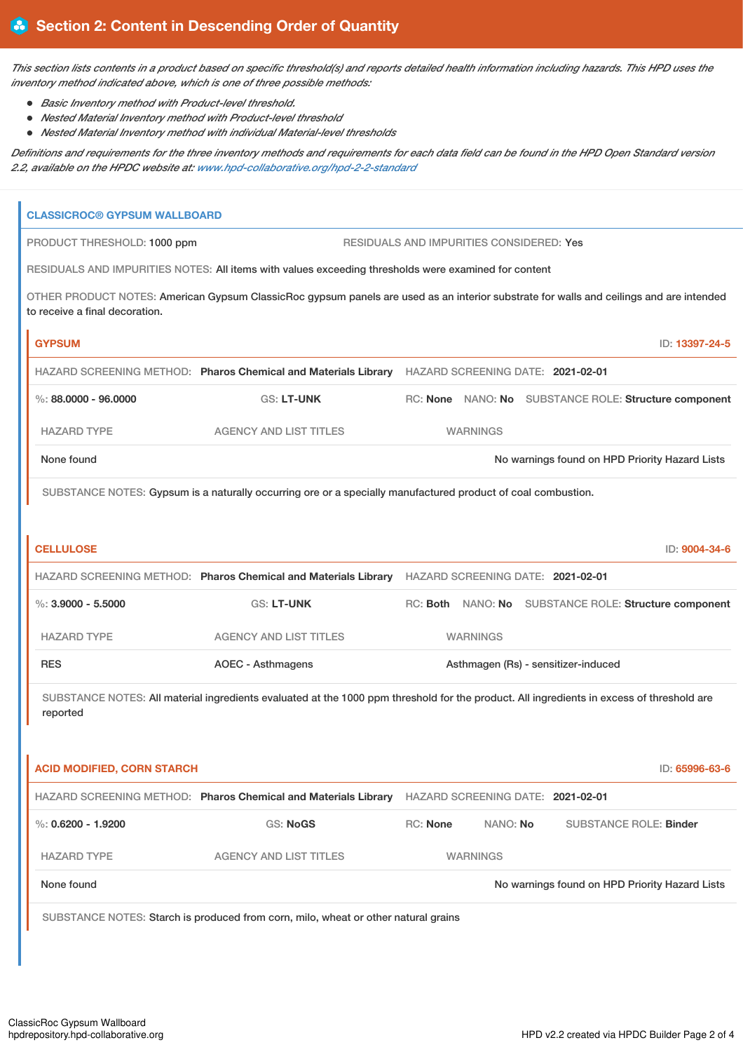## Section 2: Content in Descending Order of Quantity

*This section lists contents in a product based on specific threshold(s) and reports detailed health information including hazards. This HPD uses the inventory method indicated above, which is one of three possible methods:*

- *Basic Inventory method with Product-level threshold.*
- *Nested Material Inventory method with Product-level threshold*
- *Nested Material Inventory method with individual Material-level thresholds*

*Definitions and requirements for the three inventory methods and requirements for each data field can be found in the HPD Open Standard version 2.2, available on the HPDC website at: www.hpd-collaborative.org/hpd-2-2-standard*

### CLASSICROC® GYPSUM WALLBOARD

PRODUCT THRESHOLD: 1000 ppm    RESIDUALS AND IMPURITIES CONSIDERED: Yes

RESIDUALS AND IMPURITIES NOTES: All items with values exceeding thresholds were examined for content

OTHER PRODUCT NOTES: American Gypsum ClassicRoc gypsum panels are used as an interior substrate for walls and ceilings and are intended to receive a final decoration.

#### GYPSUM

ID: 13397-24-5

HAZARD SCREENING METHOD: **Pharos Chemical and Materials Library**    HAZARD SCREENING DATE: **2021-02-01**

%: **88.0000 - 96.0000**    GS: **LT-UNK**    RC: **None**    NANO: **No**    SUBSTANCE ROLE: **Structure component**

| HAZARD TYPE | AGENCY AND LIST TITLES | WARNINGS |
|---|---|---|
| None found | | No warnings found on HPD Priority Hazard Lists |

SUBSTANCE NOTES: Gypsum is a naturally occurring ore or a specially manufactured product of coal combustion.

#### CELLULOSE

ID: 9004-34-6

HAZARD SCREENING METHOD: **Pharos Chemical and Materials Library**    HAZARD SCREENING DATE: **2021-02-01**

%: **3.9000 - 5.5000**    GS: **LT-UNK**    RC: **Both**    NANO: **No**    SUBSTANCE ROLE: **Structure component**

| HAZARD TYPE | AGENCY AND LIST TITLES | WARNINGS |
|---|---|---|
| RES | AOEC - Asthmagens | Asthmagen (Rs) - sensitizer-induced |

SUBSTANCE NOTES: All material ingredients evaluated at the 1000 ppm threshold for the product. All ingredients in excess of threshold are reported

#### ACID MODIFIED, CORN STARCH

ID: 65996-63-6

HAZARD SCREENING METHOD: **Pharos Chemical and Materials Library**    HAZARD SCREENING DATE: **2021-02-01**

%: **0.6200 - 1.9200**    GS: **NoGS**    RC: **None**    NANO: **No**    SUBSTANCE ROLE: **Binder**

| HAZARD TYPE | AGENCY AND LIST TITLES | WARNINGS |
|---|---|---|
| None found | | No warnings found on HPD Priority Hazard Lists |

SUBSTANCE NOTES: Starch is produced from corn, milo, wheat or other natural grains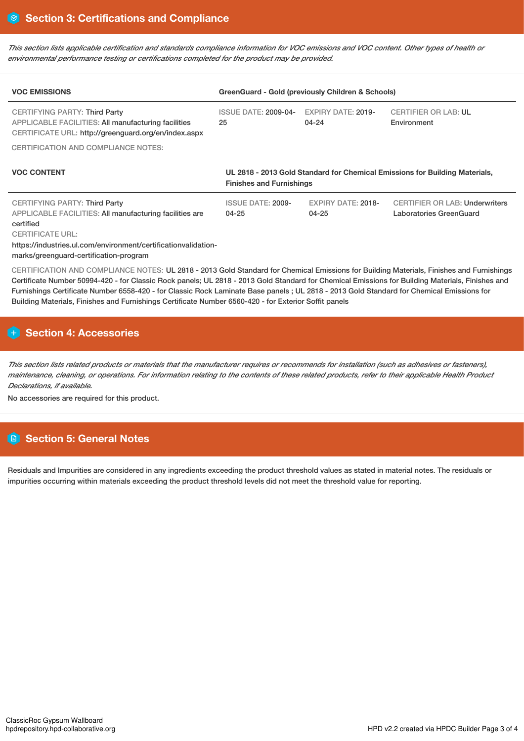## Section 3: Certifications and Compliance

*This section lists applicable certification and standards compliance information for VOC emissions and VOC content. Other types of health or environmental performance testing or certifications completed for the product may be provided.*

| VOC EMISSIONS | GreenGuard - Gold (previously Children & Schools) | | |
|---|---|---|---|
| CERTIFYING PARTY: Third Party<br>APPLICABLE FACILITIES: All manufacturing facilities<br>CERTIFICATE URL: http://greenguard.org/en/index.aspx | ISSUE DATE: 2009-04-25 | EXPIRY DATE: 2019-04-24 | CERTIFIER OR LAB: UL Environment |

CERTIFICATION AND COMPLIANCE NOTES:

| VOC CONTENT | UL 2818 - 2013 Gold Standard for Chemical Emissions for Building Materials, Finishes and Furnishings | | |
|---|---|---|---|
| CERTIFYING PARTY: Third Party<br>APPLICABLE FACILITIES: All manufacturing facilities are certified<br>CERTIFICATE URL: https://industries.ul.com/environment/certificationvalidation-marks/greenguard-certification-program | ISSUE DATE: 2009-04-25 | EXPIRY DATE: 2018-04-25 | CERTIFIER OR LAB: Underwriters Laboratories GreenGuard |

CERTIFICATION AND COMPLIANCE NOTES: UL 2818 - 2013 Gold Standard for Chemical Emissions for Building Materials, Finishes and Furnishings Certificate Number 50994-420 - for Classic Rock panels; UL 2818 - 2013 Gold Standard for Chemical Emissions for Building Materials, Finishes and Furnishings Certificate Number 6558-420 - for Classic Rock Laminate Base panels ; UL 2818 - 2013 Gold Standard for Chemical Emissions for Building Materials, Finishes and Furnishings Certificate Number 6560-420 - for Exterior Soffit panels

## Section 4: Accessories

*This section lists related products or materials that the manufacturer requires or recommends for installation (such as adhesives or fasteners), maintenance, cleaning, or operations. For information relating to the contents of these related products, refer to their applicable Health Product Declarations, if available.*

No accessories are required for this product.

## Section 5: General Notes

Residuals and Impurities are considered in any ingredients exceeding the product threshold values as stated in material notes. The residuals or impurities occurring within materials exceeding the product threshold levels did not meet the threshold value for reporting.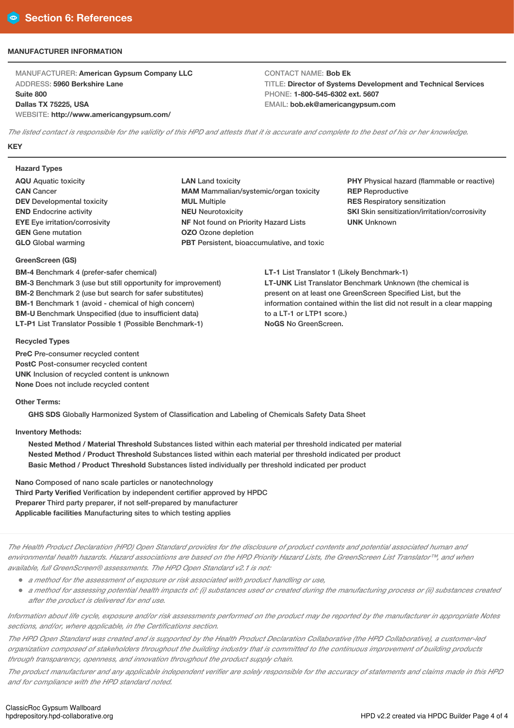# Section 6: References

## MANUFACTURER INFORMATION

MANUFACTURER: **American Gypsum Company LLC**
ADDRESS: **5960 Berkshire Lane**
**Suite 800**
**Dallas TX 75225, USA**
WEBSITE: **http://www.americangypsum.com/**

CONTACT NAME: **Bob Ek**
TITLE: **Director of Systems Development and Technical Services**
PHONE: **1-800-545-6302 ext. 5607**
EMAIL: **bob.ek@americangypsum.com**

*The listed contact is responsible for the validity of this HPD and attests that it is accurate and complete to the best of his or her knowledge.*

## KEY

### Hazard Types

**AQU** Aquatic toxicity
**CAN** Cancer
**DEV** Developmental toxicity
**END** Endocrine activity
**EYE** Eye irritation/corrosivity
**GEN** Gene mutation
**GLO** Global warming
**LAN** Land toxicity
**MAM** Mammalian/systemic/organ toxicity
**MUL** Multiple
**NEU** Neurotoxicity
**NF** Not found on Priority Hazard Lists
**OZO** Ozone depletion
**PBT** Persistent, bioaccumulative, and toxic
**PHY** Physical hazard (flammable or reactive)
**REP** Reproductive
**RES** Respiratory sensitization
**SKI** Skin sensitization/irritation/corrosivity
**UNK** Unknown

### GreenScreen (GS)

**BM-4** Benchmark 4 (prefer-safer chemical)
**BM-3** Benchmark 3 (use but still opportunity for improvement)
**BM-2** Benchmark 2 (use but search for safer substitutes)
**BM-1** Benchmark 1 (avoid - chemical of high concern)
**BM-U** Benchmark Unspecified (due to insufficient data)
**LT-P1** List Translator Possible 1 (Possible Benchmark-1)
**LT-1** List Translator 1 (Likely Benchmark-1)
**LT-UNK** List Translator Benchmark Unknown (the chemical is present on at least one GreenScreen Specified List, but the information contained within the list did not result in a clear mapping to a LT-1 or LTP1 score.)
**NoGS** No GreenScreen.

### Recycled Types

**PreC** Pre-consumer recycled content
**PostC** Post-consumer recycled content
**UNK** Inclusion of recycled content is unknown
**None** Does not include recycled content

### Other Terms:

**GHS SDS** Globally Harmonized System of Classification and Labeling of Chemicals Safety Data Sheet

### Inventory Methods:

**Nested Method / Material Threshold** Substances listed within each material per threshold indicated per material
**Nested Method / Product Threshold** Substances listed within each material per threshold indicated per product
**Basic Method / Product Threshold** Substances listed individually per threshold indicated per product

**Nano** Composed of nano scale particles or nanotechnology
**Third Party Verified** Verification by independent certifier approved by HPDC
**Preparer** Third party preparer, if not self-prepared by manufacturer
**Applicable facilities** Manufacturing sites to which testing applies

*The Health Product Declaration (HPD) Open Standard provides for the disclosure of product contents and potential associated human and environmental health hazards. Hazard associations are based on the HPD Priority Hazard Lists, the GreenScreen List Translator™, and when available, full GreenScreen® assessments. The HPD Open Standard v2.1 is not:*

- *a method for the assessment of exposure or risk associated with product handling or use,*
- *a method for assessing potential health impacts of: (i) substances used or created during the manufacturing process or (ii) substances created after the product is delivered for end use.*

*Information about life cycle, exposure and/or risk assessments performed on the product may be reported by the manufacturer in appropriate Notes sections, and/or, where applicable, in the Certifications section.*

*The HPD Open Standard was created and is supported by the Health Product Declaration Collaborative (the HPD Collaborative), a customer-led organization composed of stakeholders throughout the building industry that is committed to the continuous improvement of building products through transparency, openness, and innovation throughout the product supply chain.*

*The product manufacturer and any applicable independent verifier are solely responsible for the accuracy of statements and claims made in this HPD and for compliance with the HPD standard noted.*